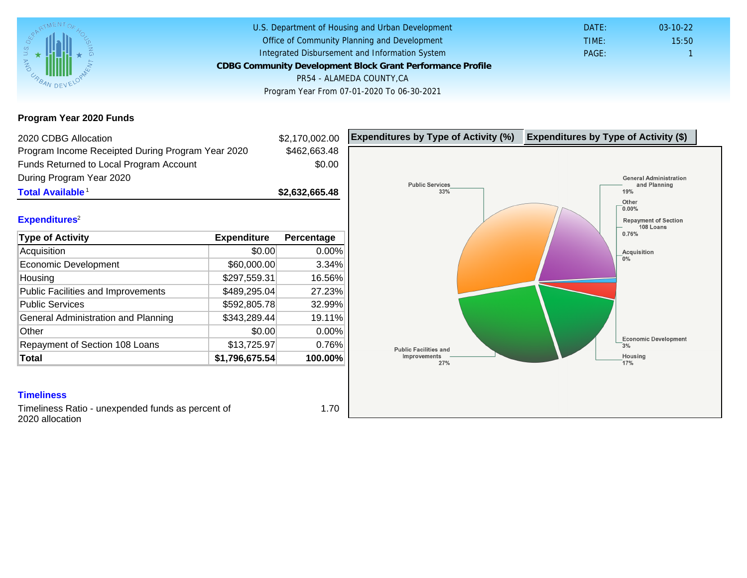U.S. Department of Housing and Urban Development
Office of Community Planning and Development
Integrated Disbursement and Information System

**CDBG Community Development Block Grant Performance Profile**

PR54 - ALAMEDA COUNTY,CA

Program Year From 07-01-2020 To 06-30-2021

DATE: 03-10-22
TIME: 15:50
PAGE: 1

## Program Year 2020 Funds

| | |
|---|---|
| 2020 CDBG Allocation | $2,170,002.00 |
| Program Income Receipted During Program Year 2020 | $462,663.48 |
| Funds Returned to Local Program Account During Program Year 2020 | $0.00 |
| **Total Available**[1] | **$2,632,665.48** |

## Expenditures[2]

| Type of Activity | Expenditure | Percentage |
|---|---|---|
| Acquisition | $0.00 | 0.00% |
| Economic Development | $60,000.00 | 3.34% |
| Housing | $297,559.31 | 16.56% |
| Public Facilities and Improvements | $489,295.04 | 27.23% |
| Public Services | $592,805.78 | 32.99% |
| General Administration and Planning | $343,289.44 | 19.11% |
| Other | $0.00 | 0.00% |
| Repayment of Section 108 Loans | $13,725.97 | 0.76% |
| **Total** | **$1,796,675.54** | **100.00%** |

**Expenditures by Type of Activity (%)** | **Expenditures by Type of Activity ($)**

Public Services 33%
General Administration and Planning 19%
Other 0.00%
Repayment of Section 108 Loans 0.76%
Acquisition 0%
Economic Development 3%
Housing 17%
Public Facilities and Improvements 27%

## Timeliness

| | |
|---|---|
| Timeliness Ratio - unexpended funds as percent of 2020 allocation | 1.70 |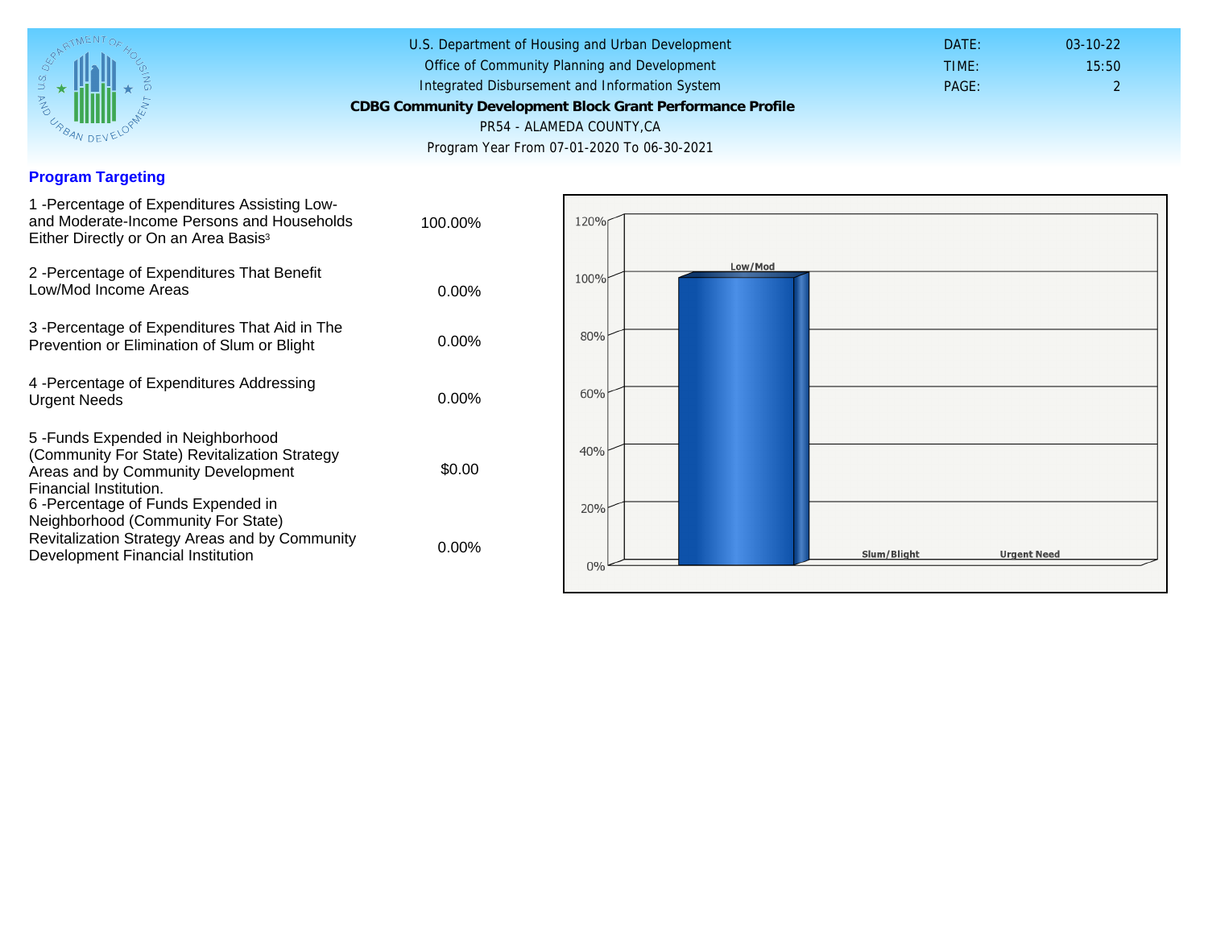U.S. Department of Housing and Urban Development
Office of Community Planning and Development
Integrated Disbursement and Information System
**CDBG Community Development Block Grant Performance Profile**
PR54 - ALAMEDA COUNTY,CA
Program Year From 07-01-2020 To 06-30-2021

DATE: 03-10-22
TIME: 15:50

## Program Targeting

| Measure | Value |
|---|---|
| 1 -Percentage of Expenditures Assisting Low- and Moderate-Income Persons and Households Either Directly or On an Area Basis[3] | 100.00% |
| 2 -Percentage of Expenditures That Benefit Low/Mod Income Areas | 0.00% |
| 3 -Percentage of Expenditures That Aid in The Prevention or Elimination of Slum or Blight | 0.00% |
| 4 -Percentage of Expenditures Addressing Urgent Needs | 0.00% |
| 5 -Funds Expended in Neighborhood (Community For State) Revitalization Strategy Areas and by Community Development Financial Institution. | $0.00 |
| 6 -Percentage of Funds Expended in Neighborhood (Community For State) Revitalization Strategy Areas and by Community Development Financial Institution | 0.00% |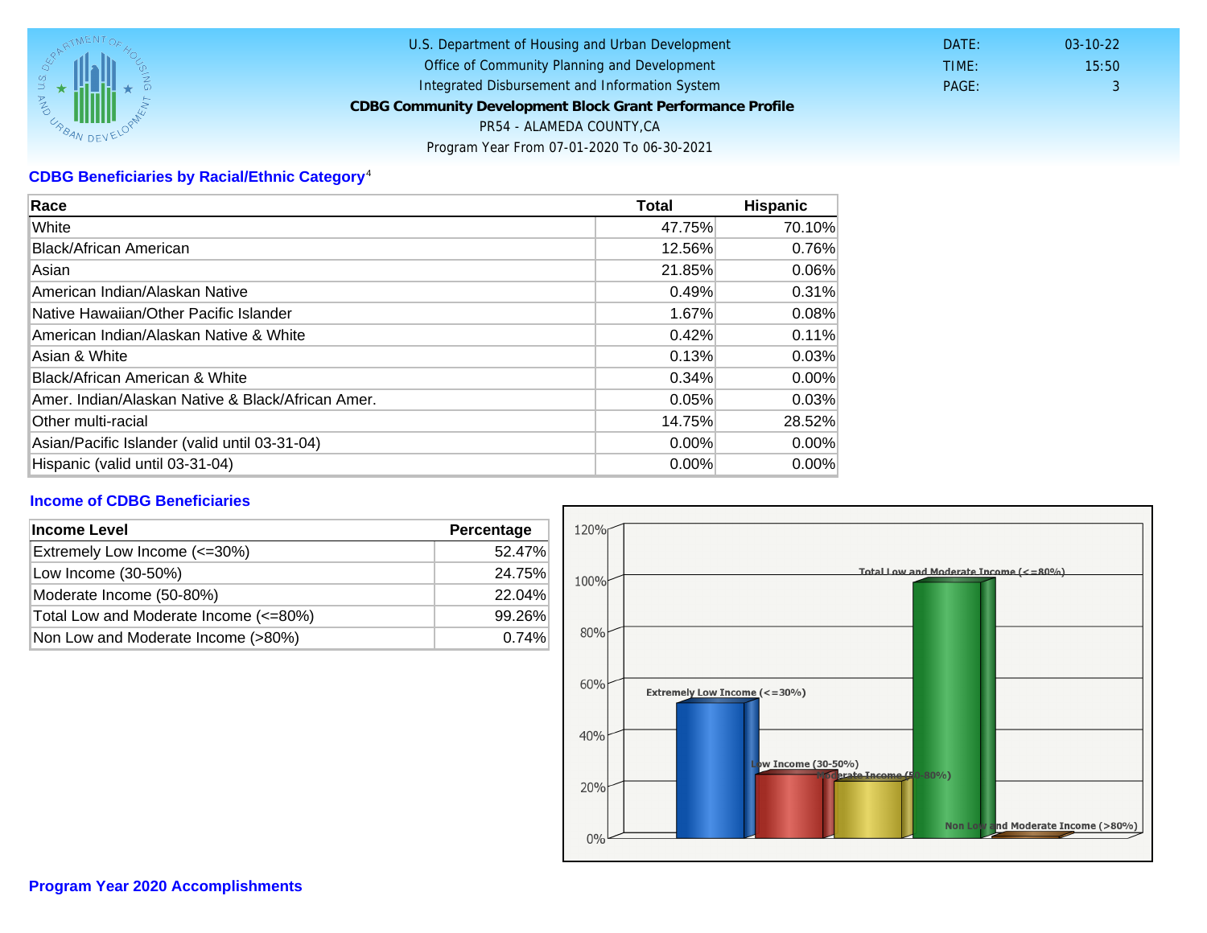U.S. Department of Housing and Urban Development
Office of Community Planning and Development
Integrated Disbursement and Information System

**CDBG Community Development Block Grant Performance Profile**

PR54 - ALAMEDA COUNTY,CA

Program Year From 07-01-2020 To 06-30-2021

DATE: 03-10-22
TIME: 15:50
PAGE: 3

## CDBG Beneficiaries by Racial/Ethnic Category[4]

| Race | Total | Hispanic |
|---|---|---|
| White | 47.75% | 70.10% |
| Black/African American | 12.56% | 0.76% |
| Asian | 21.85% | 0.06% |
| American Indian/Alaskan Native | 0.49% | 0.31% |
| Native Hawaiian/Other Pacific Islander | 1.67% | 0.08% |
| American Indian/Alaskan Native & White | 0.42% | 0.11% |
| Asian & White | 0.13% | 0.03% |
| Black/African American & White | 0.34% | 0.00% |
| Amer. Indian/Alaskan Native & Black/African Amer. | 0.05% | 0.03% |
| Other multi-racial | 14.75% | 28.52% |
| Asian/Pacific Islander (valid until 03-31-04) | 0.00% | 0.00% |
| Hispanic (valid until 03-31-04) | 0.00% | 0.00% |

## Income of CDBG Beneficiaries

| Income Level | Percentage |
|---|---|
| Extremely Low Income (<=30%) | 52.47% |
| Low Income (30-50%) | 24.75% |
| Moderate Income (50-80%) | 22.04% |
| Total Low and Moderate Income (<=80%) | 99.26% |
| Non Low and Moderate Income (>80%) | 0.74% |

## Program Year 2020 Accomplishments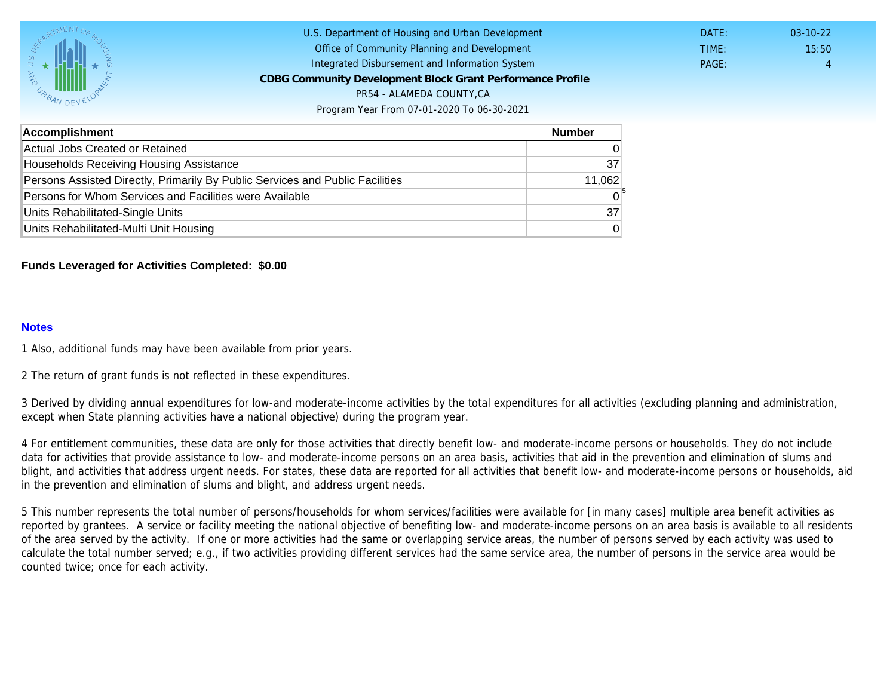U.S. Department of Housing and Urban Development
Office of Community Planning and Development
Integrated Disbursement and Information System
**CDBG Community Development Block Grant Performance Profile**
PR54 - ALAMEDA COUNTY,CA
Program Year From 07-01-2020 To 06-30-2021

DATE: 03-10-22
TIME: 15:50
PAGE: 4

| Accomplishment | Number |
|---|---|
| Actual Jobs Created or Retained | 0 |
| Households Receiving Housing Assistance | 37 |
| Persons Assisted Directly, Primarily By Public Services and Public Facilities | 11,062 |
| Persons for Whom Services and Facilities were Available | 0 [5] |
| Units Rehabilitated-Single Units | 37 |
| Units Rehabilitated-Multi Unit Housing | 0 |

**Funds Leveraged for Activities Completed: $0.00**

## Notes

1 Also, additional funds may have been available from prior years.

2 The return of grant funds is not reflected in these expenditures.

3 Derived by dividing annual expenditures for low-and moderate-income activities by the total expenditures for all activities (excluding planning and administration, except when State planning activities have a national objective) during the program year.

4 For entitlement communities, these data are only for those activities that directly benefit low- and moderate-income persons or households. They do not include data for activities that provide assistance to low- and moderate-income persons on an area basis, activities that aid in the prevention and elimination of slums and blight, and activities that address urgent needs. For states, these data are reported for all activities that benefit low- and moderate-income persons or households, aid in the prevention and elimination of slums and blight, and address urgent needs.

5 This number represents the total number of persons/households for whom services/facilities were available for [in many cases] multiple area benefit activities as reported by grantees. A service or facility meeting the national objective of benefiting low- and moderate-income persons on an area basis is available to all residents of the area served by the activity. If one or more activities had the same or overlapping service areas, the number of persons served by each activity was used to calculate the total number served; e.g., if two activities providing different services had the same service area, the number of persons in the service area would be counted twice; once for each activity.